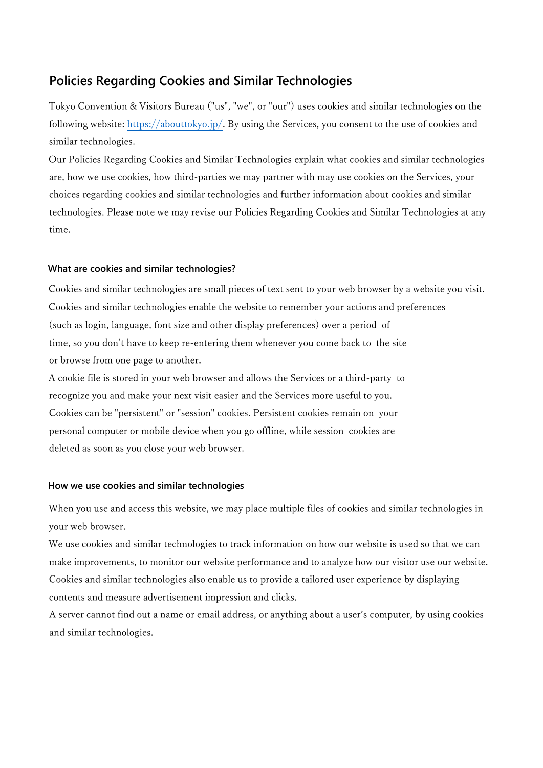# Policies Regarding Cookies and Similar Technologies

Tokyo Convention & Visitors Bureau ("us", "we", or "our") uses cookies and similar technologies on the following website: https://abouttokyo.jp/. By using the Services, you consent to the use of cookies and similar technologies.

Our Policies Regarding Cookies and Similar Technologies explain what cookies and similar technologies are, how we use cookies, how third-parties we may partner with may use cookies on the Services, your choices regarding cookies and similar technologies and further information about cookies and similar technologies. Please note we may revise our Policies Regarding Cookies and Similar Technologies at any time.

### What are cookies and similar technologies?

Cookies and similar technologies are small pieces of text sent to your web browser by a website you visit. Cookies and similar technologies enable the website to remember your actions and preferences (such as login, language, font size and other display preferences) over a period of time, so you don't have to keep re-entering them whenever you come back to the site or browse from one page to another.

A cookie file is stored in your web browser and allows the Services or a third-party to recognize you and make your next visit easier and the Services more useful to you.

Cookies can be "persistent" or "session" cookies. Persistent cookies remain on your personal computer or mobile device when you go offline, while session cookies are deleted as soon as you close your web browser.

### How we use cookies and similar technologies

When you use and access this website, we may place multiple files of cookies and similar technologies in your web browser.

We use cookies and similar technologies to track information on how our website is used so that we can make improvements, to monitor our website performance and to analyze how our visitor use our website. Cookies and similar technologies also enable us to provide a tailored user experience by displaying contents and measure advertisement impression and clicks.

A server cannot find out a name or email address, or anything about a user's computer, by using cookies and similar technologies.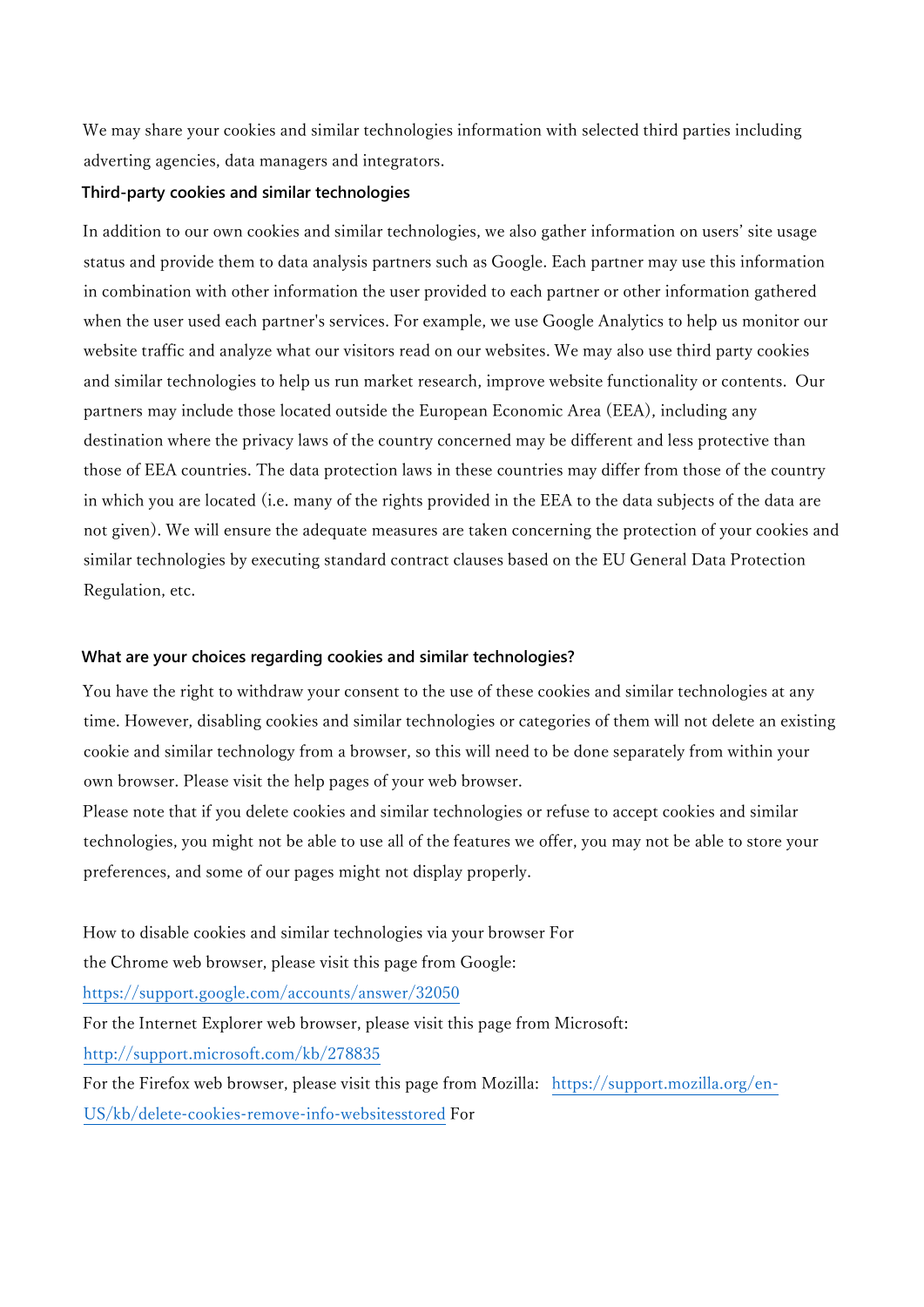We may share your cookies and similar technologies information with selected third parties including adverting agencies, data managers and integrators.

### Third-party cookies and similar technologies

In addition to our own cookies and similar technologies, we also gather information on users' site usage status and provide them to data analysis partners such as Google. Each partner may use this information in combination with other information the user provided to each partner or other information gathered when the user used each partner's services. For example, we use Google Analytics to help us monitor our website traffic and analyze what our visitors read on our websites. We may also use third party cookies and similar technologies to help us run market research, improve website functionality or contents. Our partners may include those located outside the European Economic Area (EEA), including any destination where the privacy laws of the country concerned may be different and less protective than those of EEA countries. The data protection laws in these countries may differ from those of the country in which you are located (i.e. many of the rights provided in the EEA to the data subjects of the data are not given). We will ensure the adequate measures are taken concerning the protection of your cookies and similar technologies by executing standard contract clauses based on the EU General Data Protection Regulation, etc.

### What are your choices regarding cookies and similar technologies?

You have the right to withdraw your consent to the use of these cookies and similar technologies at any time. However, disabling cookies and similar technologies or categories of them will not delete an existing cookie and similar technology from a browser, so this will need to be done separately from within your own browser. Please visit the help pages of your web browser.
Please note that if you delete cookies and similar technologies or refuse to accept cookies and similar technologies, you might not be able to use all of the features we offer, you may not be able to store your preferences, and some of our pages might not display properly.

How to disable cookies and similar technologies via your browser For the Chrome web browser, please visit this page from Google:
https://support.google.com/accounts/answer/32050
For the Internet Explorer web browser, please visit this page from Microsoft:
http://support.microsoft.com/kb/278835
For the Firefox web browser, please visit this page from Mozilla: https://support.mozilla.org/en-US/kb/delete-cookies-remove-info-websitesstored For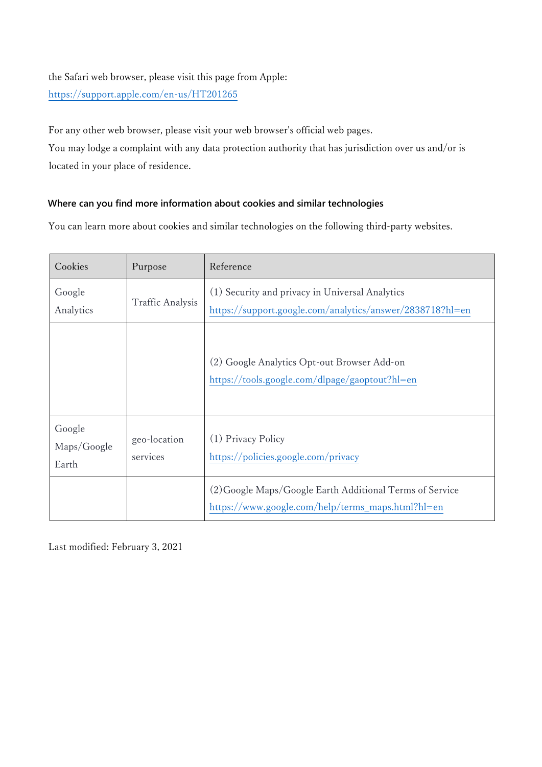the Safari web browser, please visit this page from Apple:
https://support.apple.com/en-us/HT201265

For any other web browser, please visit your web browser's official web pages.
You may lodge a complaint with any data protection authority that has jurisdiction over us and/or is located in your place of residence.

### Where can you find more information about cookies and similar technologies

You can learn more about cookies and similar technologies on the following third-party websites.

| Cookies | Purpose | Reference |
| --- | --- | --- |
| Google Analytics | Traffic Analysis | (1) Security and privacy in Universal Analytics https://support.google.com/analytics/answer/2838718?hl=en |
| | | (2) Google Analytics Opt-out Browser Add-on https://tools.google.com/dlpage/gaoptout?hl=en |
| Google Maps/Google Earth | geo-location services | (1) Privacy Policy https://policies.google.com/privacy |
| | | (2)Google Maps/Google Earth Additional Terms of Service https://www.google.com/help/terms_maps.html?hl=en |

Last modified: February 3, 2021